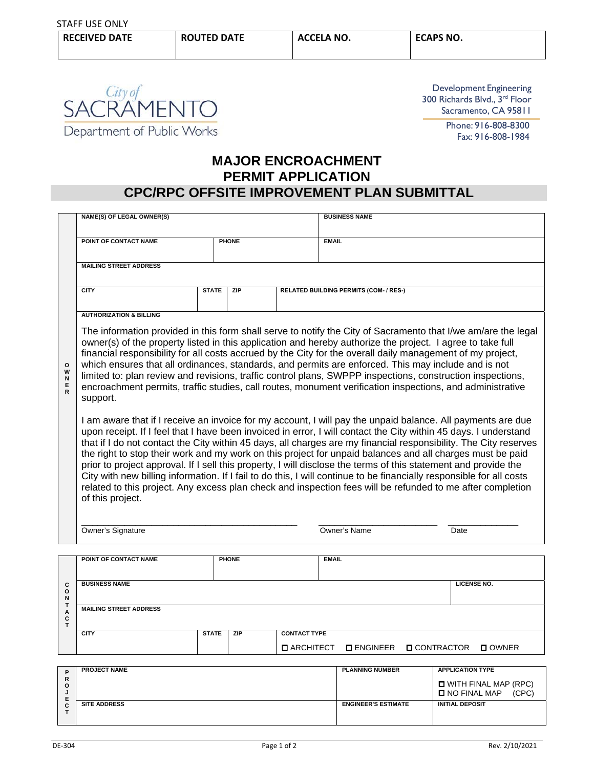STAFF USE ONLY

| RECEIVED DATE | ROUTED DATE | ACCELA NO. | ECAPS NO. |
|---|---|---|---|
| | | | |

City of SACRAMENTO
Department of Public Works

Development Engineering
300 Richards Blvd., 3rd Floor
Sacramento, CA 95811
Phone: 916-808-8300
Fax: 916-808-1984

# MAJOR ENCROACHMENT PERMIT APPLICATION

## CPC/RPC OFFSITE IMPROVEMENT PLAN SUBMITTAL

### OWNER

| NAME(S) OF LEGAL OWNER(S) | | | BUSINESS NAME |
|---|---|---|---|
| POINT OF CONTACT NAME | PHONE | | EMAIL |
| MAILING STREET ADDRESS | | | |
| CITY | STATE | ZIP | RELATED BUILDING PERMITS (COM- / RES-) |

**AUTHORIZATION & BILLING**

The information provided in this form shall serve to notify the City of Sacramento that I/we am/are the legal owner(s) of the property listed in this application and hereby authorize the project. I agree to take full financial responsibility for all costs accrued by the City for the overall daily management of my project, which ensures that all ordinances, standards, and permits are enforced. This may include and is not limited to: plan review and revisions, traffic control plans, SWPPP inspections, construction inspections, encroachment permits, traffic studies, call routes, monument verification inspections, and administrative support.

I am aware that if I receive an invoice for my account, I will pay the unpaid balance. All payments are due upon receipt. If I feel that I have been invoiced in error, I will contact the City within 45 days. I understand that if I do not contact the City within 45 days, all charges are my financial responsibility. The City reserves the right to stop their work and my work on this project for unpaid balances and all charges must be paid prior to project approval. If I sell this property, I will disclose the terms of this statement and provide the City with new billing information. If I fail to do this, I will continue to be financially responsible for all costs related to this project. Any excess plan check and inspection fees will be refunded to me after completion of this project.

\_\_\_\_\_\_\_\_\_\_\_\_\_\_\_\_\_\_\_\_\_\_\_\_\_\_\_\_ Owner's Signature    \_\_\_\_\_\_\_\_\_\_\_\_\_\_\_\_\_\_ Owner's Name    \_\_\_\_\_\_\_\_\_\_ Date

### CONTACT

| POINT OF CONTACT NAME | PHONE | | EMAIL | |
|---|---|---|---|---|
| BUSINESS NAME | | | | LICENSE NO. |
| MAILING STREET ADDRESS | | | | |
| CITY | STATE | ZIP | CONTACT TYPE<br>☐ ARCHITECT ☐ ENGINEER ☐ CONTRACTOR ☐ OWNER | |

### PROJECT

| PROJECT NAME | PLANNING NUMBER | APPLICATION TYPE<br>☐ WITH FINAL MAP (RPC)<br>☐ NO FINAL MAP (CPC) |
|---|---|---|
| SITE ADDRESS | ENGINEER'S ESTIMATE | INITIAL DEPOSIT |

DE-304 Rev. 2/10/2021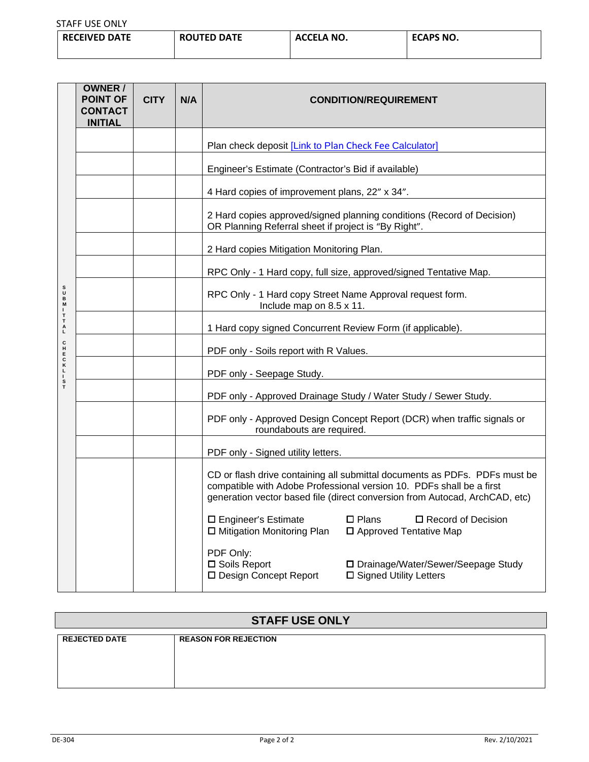STAFF USE ONLY

| RECEIVED DATE | ROUTED DATE | ACCELA NO. | ECAPS NO. |
|---|---|---|---|
| | | | |

| | OWNER / POINT OF CONTACT INITIAL | CITY | N/A | CONDITION/REQUIREMENT |
|---|---|---|---|---|
| SUBMITTAL CHECKLIST | | | | Plan check deposit [Link to Plan Check Fee Calculator] |
| | | | | Engineer's Estimate (Contractor's Bid if available) |
| | | | | 4 Hard copies of improvement plans, 22″ x 34″. |
| | | | | 2 Hard copies approved/signed planning conditions (Record of Decision) OR Planning Referral sheet if project is "By Right". |
| | | | | 2 Hard copies Mitigation Monitoring Plan. |
| | | | | RPC Only - 1 Hard copy, full size, approved/signed Tentative Map. |
| | | | | RPC Only - 1 Hard copy Street Name Approval request form. Include map on 8.5 x 11. |
| | | | | 1 Hard copy signed Concurrent Review Form (if applicable). |
| | | | | PDF only - Soils report with R Values. |
| | | | | PDF only - Seepage Study. |
| | | | | PDF only - Approved Drainage Study / Water Study / Sewer Study. |
| | | | | PDF only - Approved Design Concept Report (DCR) when traffic signals or roundabouts are required. |
| | | | | PDF only - Signed utility letters. |
| | | | | CD or flash drive containing all submittal documents as PDFs. PDFs must be compatible with Adobe Professional version 10. PDFs shall be a first generation vector based file (direct conversion from Autocad, ArchCAD, etc)<br><br>☐ Engineer's Estimate ☐ Plans ☐ Record of Decision<br>☐ Mitigation Monitoring Plan ☐ Approved Tentative Map<br><br>PDF Only:<br>☐ Soils Report ☐ Drainage/Water/Sewer/Seepage Study<br>☐ Design Concept Report ☐ Signed Utility Letters |

## STAFF USE ONLY

| REJECTED DATE | REASON FOR REJECTION |
|---|---|
| | |

DE-304 Rev. 2/10/2021